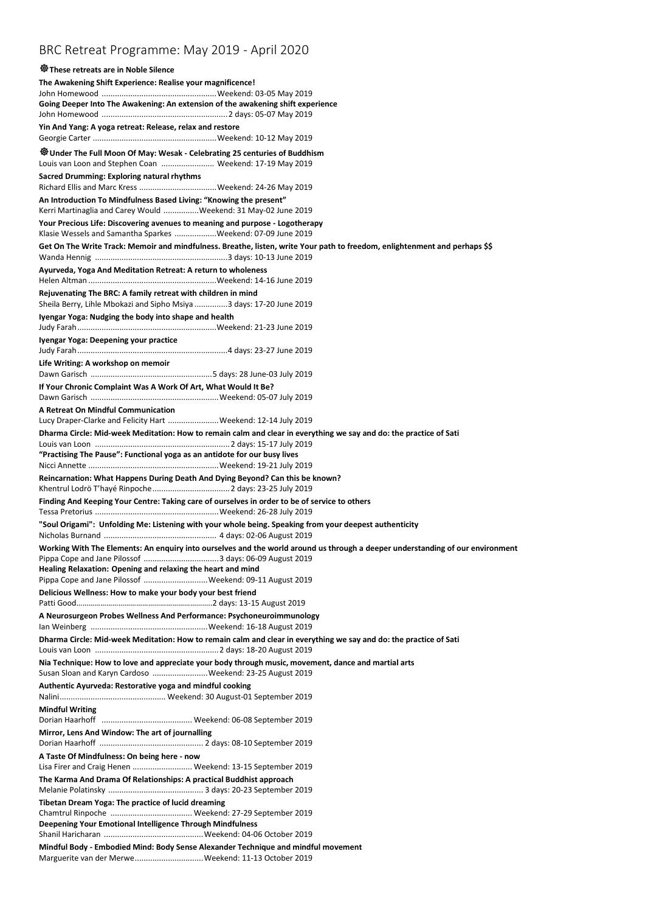# BRC Retreat Programme: May 2019 - April 2020

☸ **These retreats are in Noble Silence**

**The Awakening Shift Experience: Realise your magnificence!**
John Homewood ....................................................Weekend: 03-05 May 2019

**Going Deeper Into The Awakening: An extension of the awakening shift experience**
John Homewood ..........................................................2 days: 05-07 May 2019

**Yin And Yang: A yoga retreat: Release, relax and restore**
Georgie Carter ........................................................Weekend: 10-12 May 2019

☸ **Under The Full Moon Of May: Wesak - Celebrating 25 centuries of Buddhism**
Louis van Loon and Stephen Coan ........................ Weekend: 17-19 May 2019

**Sacred Drumming: Exploring natural rhythms**
Richard Ellis and Marc Kress ...................................Weekend: 24-26 May 2019

**An Introduction To Mindfulness Based Living: "Knowing the present"**
Kerri Martinaglia and Carey Would ................Weekend: 31 May-02 June 2019

**Your Precious Life: Discovering avenues to meaning and purpose - Logotherapy**
Klasie Wessels and Samantha Sparkes ...................Weekend: 07-09 June 2019

**Get On The Write Track: Memoir and mindfulness. Breathe, listen, write Your path to freedom, enlightenment and perhaps $$**
Wanda Hennig ............................................................3 days: 10-13 June 2019

**Ayurveda, Yoga And Meditation Retreat: A return to wholeness**
Helen Altman ..........................................................Weekend: 14-16 June 2019

**Rejuvenating The BRC: A family retreat with children in mind**
Sheila Berry, Lihle Mbokazi and Sipho Msiya ...............3 days: 17-20 June 2019

**Iyengar Yoga: Nudging the body into shape and health**
Judy Farah...............................................................Weekend: 21-23 June 2019

**Iyengar Yoga: Deepening your practice**
Judy Farah....................................................................4 days: 23-27 June 2019

**Life Writing: A workshop on memoir**
Dawn Garisch .......................................................5 days: 28 June-03 July 2019

**If Your Chronic Complaint Was A Work Of Art, What Would It Be?**
Dawn Garisch ..........................................................Weekend: 05-07 July 2019

**A Retreat On Mindful Communication**
Lucy Draper-Clarke and Felicity Hart .......................Weekend: 12-14 July 2019

**Dharma Circle: Mid-week Meditation: How to remain calm and clear in everything we say and do: the practice of Sati**
Louis van Loon .............................................................2 days: 15-17 July 2019

**"Practising The Pause": Functional yoga as an antidote for our busy lives**
Nicci Annette ...........................................................Weekend: 19-21 July 2019

**Reincarnation: What Happens During Death And Dying Beyond? Can this be known?**
Khentrul Lodrö T'hayé Rinpoche...................................2 days: 23-25 July 2019

**Finding And Keeping Your Centre: Taking care of ourselves in order to be of service to others**
Tessa Pretorius ........................................................Weekend: 26-28 July 2019

**"Soul Origami": Unfolding Me: Listening with your whole being. Speaking from your deepest authenticity**
Nicholas Burnand ................................................... 4 days: 02-06 August 2019

**Working With The Elements: An enquiry into ourselves and the world around us through a deeper understanding of our environment**
Pippa Cope and Jane Pilossof ..................................3 days: 06-09 August 2019

**Healing Relaxation: Opening and relaxing the heart and mind**
Pippa Cope and Jane Pilossof .............................Weekend: 09-11 August 2019

**Delicious Wellness: How to make your body your best friend**
Patti Good...................................................................2 days: 13-15 August 2019

**A Neurosurgeon Probes Wellness And Performance: Psychoneuroimmunology**
Ian Weinberg .....................................................Weekend: 16-18 August 2019

**Dharma Circle: Mid-week Meditation: How to remain calm and clear in everything we say and do: the practice of Sati**
Louis van Loon .........................................................2 days: 18-20 August 2019

**Nia Technique: How to love and appreciate your body through music, movement, dance and martial arts**
Susan Sloan and Karyn Cardoso .........................Weekend: 23-25 August 2019

**Authentic Ayurveda: Restorative yoga and mindful cooking**
Nalini................................................ Weekend: 30 August-01 September 2019

**Mindful Writing**
Dorian Haarhoff ......................................... Weekend: 06-08 September 2019

**Mirror, Lens And Window: The art of journalling**
Dorian Haarhoff ............................................... 2 days: 08-10 September 2019

**A Taste Of Mindfulness: On being here - now**
Lisa Firer and Craig Henen ........................... Weekend: 13-15 September 2019

**The Karma And Drama Of Relationships: A practical Buddhist approach**
Melanie Polatinsky ........................................... 3 days: 20-23 September 2019

**Tibetan Dream Yoga: The practice of lucid dreaming**
Chamtrul Rinpoche ..................................... Weekend: 27-29 September 2019

**Deepening Your Emotional Intelligence Through Mindfulness**
Shanil Haricharan .............................................Weekend: 04-06 October 2019

**Mindful Body - Embodied Mind: Body Sense Alexander Technique and mindful movement**
Marguerite van der Merwe...............................Weekend: 11-13 October 2019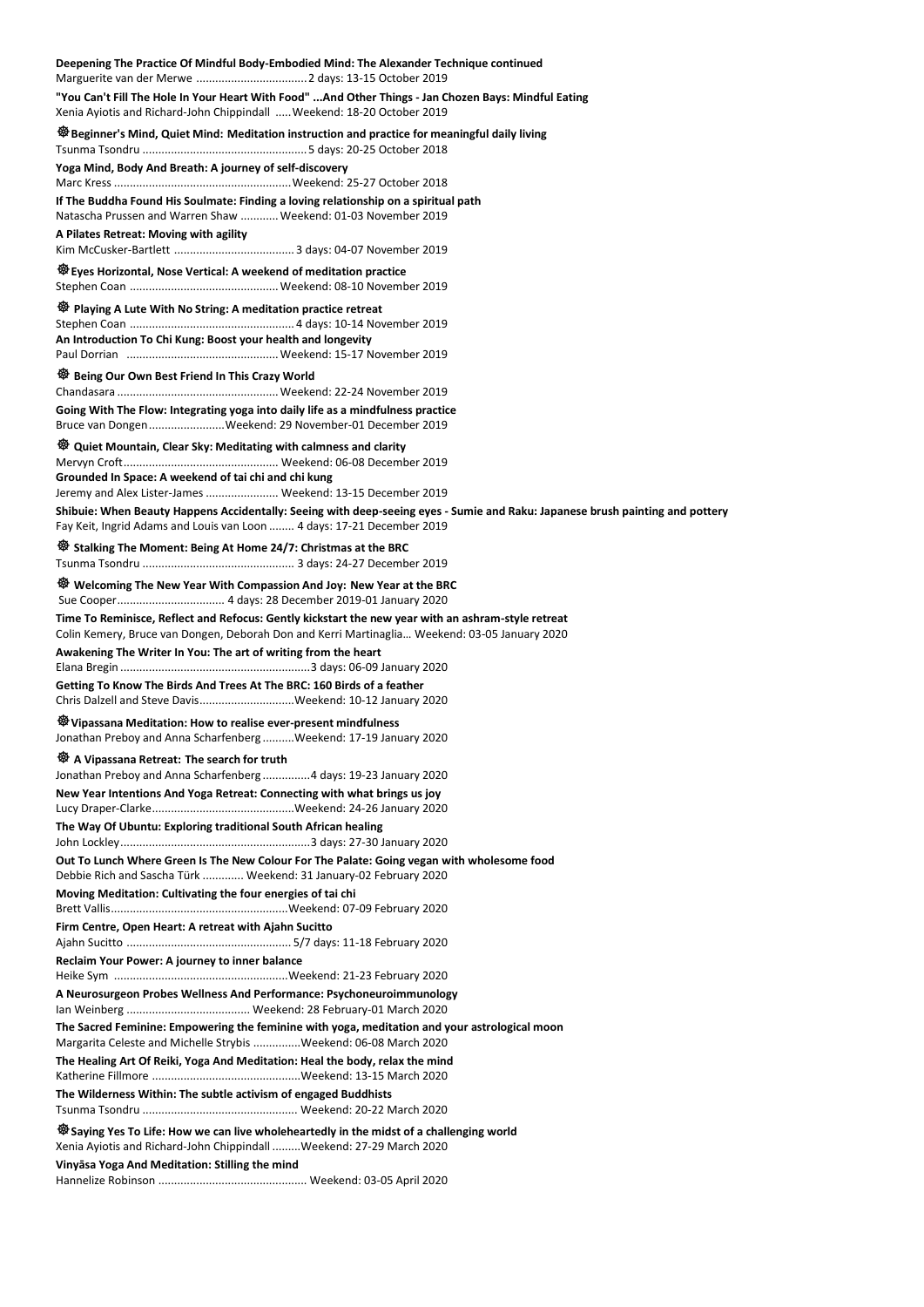**Deepening The Practice Of Mindful Body-Embodied Mind: The Alexander Technique continued**
Marguerite van der Merwe ................................... 2 days: 13-15 October 2019

**"You Can't Fill The Hole In Your Heart With Food" ...And Other Things - Jan Chozen Bays: Mindful Eating**
Xenia Ayiotis and Richard-John Chippindall ..... Weekend: 18-20 October 2019

☸ **Beginner's Mind, Quiet Mind: Meditation instruction and practice for meaningful daily living**
Tsunma Tsondru ................................................... 5 days: 20-25 October 2018

**Yoga Mind, Body And Breath: A journey of self-discovery**
Marc Kress ........................................................ Weekend: 25-27 October 2018

**If The Buddha Found His Soulmate: Finding a loving relationship on a spiritual path**
Natascha Prussen and Warren Shaw ............ Weekend: 01-03 November 2019

**A Pilates Retreat: Moving with agility**
Kim McCusker-Bartlett ...................................... 3 days: 04-07 November 2019

☸ **Eyes Horizontal, Nose Vertical: A weekend of meditation practice**
Stephen Coan ............................................... Weekend: 08-10 November 2019

☸ **Playing A Lute With No String: A meditation practice retreat**
Stephen Coan .................................................... 4 days: 10-14 November 2019

**An Introduction To Chi Kung: Boost your health and longevity**
Paul Dorrian ................................................ Weekend: 15-17 November 2019

☸ **Being Our Own Best Friend In This Crazy World**
Chandasara ................................................... Weekend: 22-24 November 2019

**Going With The Flow: Integrating yoga into daily life as a mindfulness practice**
Bruce van Dongen ........................ Weekend: 29 November-01 December 2019

☸ **Quiet Mountain, Clear Sky: Meditating with calmness and clarity**
Mervyn Croft................................................. Weekend: 06-08 December 2019

**Grounded In Space: A weekend of tai chi and chi kung**
Jeremy and Alex Lister-James ....................... Weekend: 13-15 December 2019

**Shibuie: When Beauty Happens Accidentally: Seeing with deep-seeing eyes - Sumie and Raku: Japanese brush painting and pottery**
Fay Keit, Ingrid Adams and Louis van Loon ........ 4 days: 17-21 December 2019

☸ **Stalking The Moment: Being At Home 24/7: Christmas at the BRC**
Tsunma Tsondru ................................................ 3 days: 24-27 December 2019

☸ **Welcoming The New Year With Compassion And Joy: New Year at the BRC**
Sue Cooper.................................. 4 days: 28 December 2019-01 January 2020

**Time To Reminisce, Reflect and Refocus: Gently kickstart the new year with an ashram-style retreat**
Colin Kemery, Bruce van Dongen, Deborah Don and Kerri Martinaglia… Weekend: 03-05 January 2020

**Awakening The Writer In You: The art of writing from the heart**
Elana Bregin ............................................................3 days: 06-09 January 2020

**Getting To Know The Birds And Trees At The BRC: 160 Birds of a feather**
Chris Dalzell and Steve Davis..............................Weekend: 10-12 January 2020

☸ **Vipassana Meditation: How to realise ever-present mindfulness**
Jonathan Preboy and Anna Scharfenberg ..........Weekend: 17-19 January 2020

☸ **A Vipassana Retreat: The search for truth**
Jonathan Preboy and Anna Scharfenberg ...............4 days: 19-23 January 2020

**New Year Intentions And Yoga Retreat: Connecting with what brings us joy**
Lucy Draper-Clarke.............................................Weekend: 24-26 January 2020

**The Way Of Ubuntu: Exploring traditional South African healing**
John Lockley............................................................3 days: 27-30 January 2020

**Out To Lunch Where Green Is The New Colour For The Palate: Going vegan with wholesome food**
Debbie Rich and Sascha Türk ............. Weekend: 31 January-02 February 2020

**Moving Meditation: Cultivating the four energies of tai chi**
Brett Vallis........................................................Weekend: 07-09 February 2020

**Firm Centre, Open Heart: A retreat with Ajahn Sucitto**
Ajahn Sucitto .................................................... 5/7 days: 11-18 February 2020

**Reclaim Your Power: A journey to inner balance**
Heike Sym .......................................................Weekend: 21-23 February 2020

**A Neurosurgeon Probes Wellness And Performance: Psychoneuroimmunology**
Ian Weinberg ....................................... Weekend: 28 February-01 March 2020

**The Sacred Feminine: Empowering the feminine with yoga, meditation and your astrological moon**
Margarita Celeste and Michelle Strybis ...............Weekend: 06-08 March 2020

**The Healing Art Of Reiki, Yoga And Meditation: Heal the body, relax the mind**
Katherine Fillmore ...............................................Weekend: 13-15 March 2020

**The Wilderness Within: The subtle activism of engaged Buddhists**
Tsunma Tsondru ................................................. Weekend: 20-22 March 2020

☸ **Saying Yes To Life: How we can live wholeheartedly in the midst of a challenging world**
Xenia Ayiotis and Richard-John Chippindall .........Weekend: 27-29 March 2020

**Vinyāsa Yoga And Meditation: Stilling the mind**
Hannelize Robinson ............................................... Weekend: 03-05 April 2020